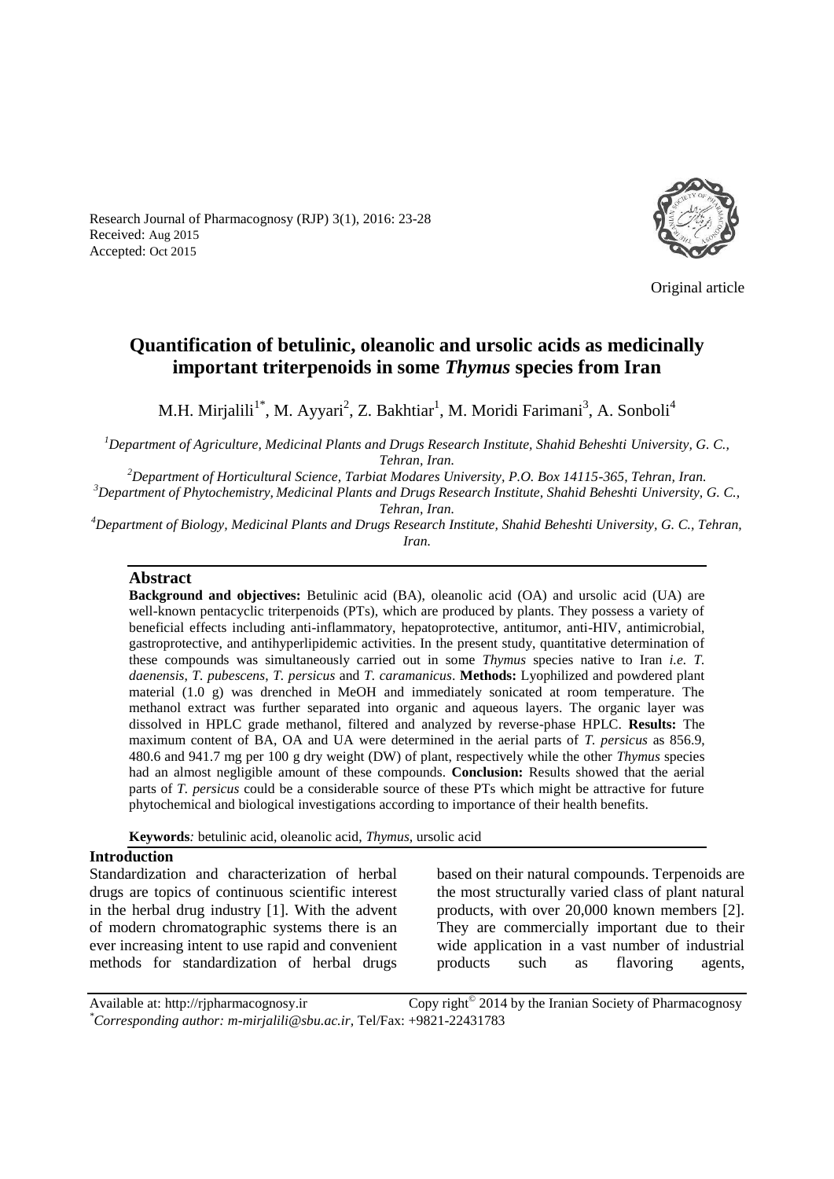Research Journal of Pharmacognosy (RJP) 3(1), 2016: 23-28
Received: Aug 2015
Accepted: Oct 2015

Original article

# Quantification of betulinic, oleanolic and ursolic acids as medicinally important triterpenoids in some *Thymus* species from Iran

M.H. Mirjalili[1*], M. Ayyari[2], Z. Bakhtiar[1], M. Moridi Farimani[3], A. Sonboli[4]

[1]*Department of Agriculture, Medicinal Plants and Drugs Research Institute, Shahid Beheshti University, G. C., Tehran, Iran.*

[2]*Department of Horticultural Science, Tarbiat Modares University, P.O. Box 14115-365, Tehran, Iran.*

[3]*Department of Phytochemistry, Medicinal Plants and Drugs Research Institute, Shahid Beheshti University, G. C., Tehran, Iran.*

[4]*Department of Biology, Medicinal Plants and Drugs Research Institute, Shahid Beheshti University, G. C., Tehran, Iran.*

## Abstract

**Background and objectives:** Betulinic acid (BA), oleanolic acid (OA) and ursolic acid (UA) are well-known pentacyclic triterpenoids (PTs), which are produced by plants. They possess a variety of beneficial effects including anti-inflammatory, hepatoprotective, antitumor, anti-HIV, antimicrobial, gastroprotective, and antihyperlipidemic activities. In the present study, quantitative determination of these compounds was simultaneously carried out in some *Thymus* species native to Iran *i.e. T. daenensis*, *T. pubescens*, *T. persicus* and *T. caramanicus*. **Methods:** Lyophilized and powdered plant material (1.0 g) was drenched in MeOH and immediately sonicated at room temperature. The methanol extract was further separated into organic and aqueous layers. The organic layer was dissolved in HPLC grade methanol, filtered and analyzed by reverse-phase HPLC. **Results:** The maximum content of BA, OA and UA were determined in the aerial parts of *T. persicus* as 856.9, 480.6 and 941.7 mg per 100 g dry weight (DW) of plant, respectively while the other *Thymus* species had an almost negligible amount of these compounds. **Conclusion:** Results showed that the aerial parts of *T. persicus* could be a considerable source of these PTs which might be attractive for future phytochemical and biological investigations according to importance of their health benefits.

**Keywords***:* betulinic acid, oleanolic acid, *Thymus,* ursolic acid

## Introduction

Standardization and characterization of herbal drugs are topics of continuous scientific interest in the herbal drug industry [1]. With the advent of modern chromatographic systems there is an ever increasing intent to use rapid and convenient methods for standardization of herbal drugs based on their natural compounds. Terpenoids are the most structurally varied class of plant natural products, with over 20,000 known members [2]. They are commercially important due to their wide application in a vast number of industrial products such as flavoring agents,

Available at: http://rjpharmacognosy.ir Copy right© 2014 by the Iranian Society of Pharmacognosy
*\*Corresponding author: m-mirjalili@sbu.ac.ir*, Tel/Fax: +9821-22431783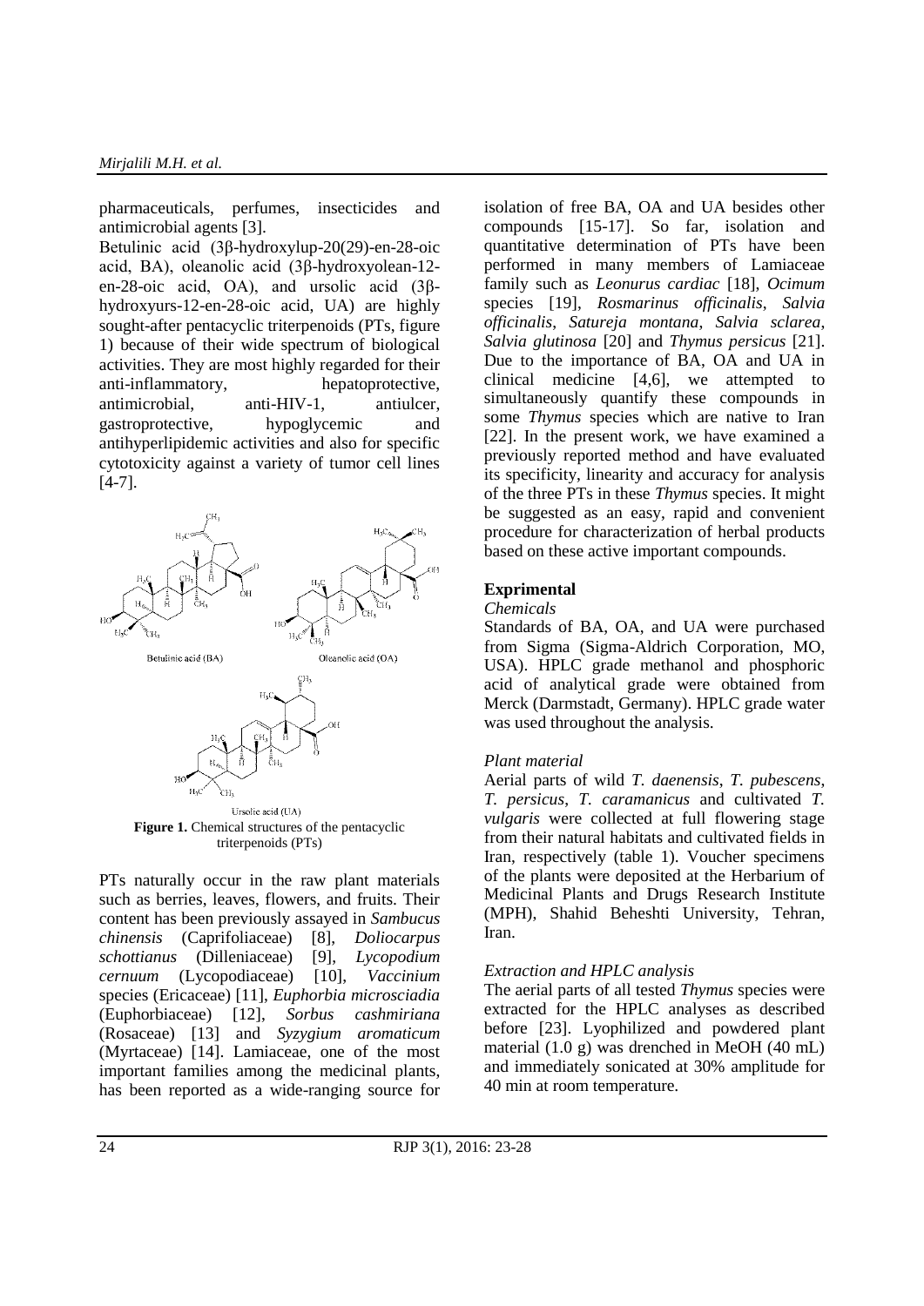pharmaceuticals, perfumes, insecticides and antimicrobial agents [3].

Betulinic acid (3β-hydroxylup-20(29)-en-28-oic acid, BA), oleanolic acid (3β-hydroxyolean-12-en-28-oic acid, OA), and ursolic acid (3β-hydroxyurs-12-en-28-oic acid, UA) are highly sought-after pentacyclic triterpenoids (PTs, figure 1) because of their wide spectrum of biological activities. They are most highly regarded for their anti-inflammatory, hepatoprotective, antimicrobial, anti-HIV-1, antiulcer, gastroprotective, hypoglycemic and antihyperlipidemic activities and also for specific cytotoxicity against a variety of tumor cell lines [4-7].

**Figure 1.** Chemical structures of the pentacyclic triterpenoids (PTs)

PTs naturally occur in the raw plant materials such as berries, leaves, flowers, and fruits. Their content has been previously assayed in *Sambucus chinensis* (Caprifoliaceae) [8], *Doliocarpus schottianus* (Dilleniaceae) [9], *Lycopodium cernuum* (Lycopodiaceae) [10], *Vaccinium* species (Ericaceae) [11], *Euphorbia microsciadia* (Euphorbiaceae) [12], *Sorbus cashmiriana* (Rosaceae) [13] and *Syzygium aromaticum* (Myrtaceae) [14]. Lamiaceae, one of the most important families among the medicinal plants, has been reported as a wide-ranging source for isolation of free BA, OA and UA besides other compounds [15-17]. So far, isolation and quantitative determination of PTs have been performed in many members of Lamiaceae family such as *Leonurus cardiac* [18], *Ocimum* species [19], *Rosmarinus officinalis*, *Salvia officinalis*, *Satureja montana*, *Salvia sclarea*, *Salvia glutinosa* [20] and *Thymus persicus* [21]. Due to the importance of BA, OA and UA in clinical medicine [4,6], we attempted to simultaneously quantify these compounds in some *Thymus* species which are native to Iran [22]. In the present work, we have examined a previously reported method and have evaluated its specificity, linearity and accuracy for analysis of the three PTs in these *Thymus* species. It might be suggested as an easy, rapid and convenient procedure for characterization of herbal products based on these active important compounds.

## Exprimental

### *Chemicals*

Standards of BA, OA, and UA were purchased from Sigma (Sigma-Aldrich Corporation, MO, USA). HPLC grade methanol and phosphoric acid of analytical grade were obtained from Merck (Darmstadt, Germany). HPLC grade water was used throughout the analysis.

### *Plant material*

Aerial parts of wild *T. daenensis*, *T. pubescens*, *T. persicus*, *T. caramanicus* and cultivated *T. vulgaris* were collected at full flowering stage from their natural habitats and cultivated fields in Iran, respectively (table 1). Voucher specimens of the plants were deposited at the Herbarium of Medicinal Plants and Drugs Research Institute (MPH), Shahid Beheshti University, Tehran, Iran.

### *Extraction and HPLC analysis*

The aerial parts of all tested *Thymus* species were extracted for the HPLC analyses as described before [23]. Lyophilized and powdered plant material (1.0 g) was drenched in MeOH (40 mL) and immediately sonicated at 30% amplitude for 40 min at room temperature.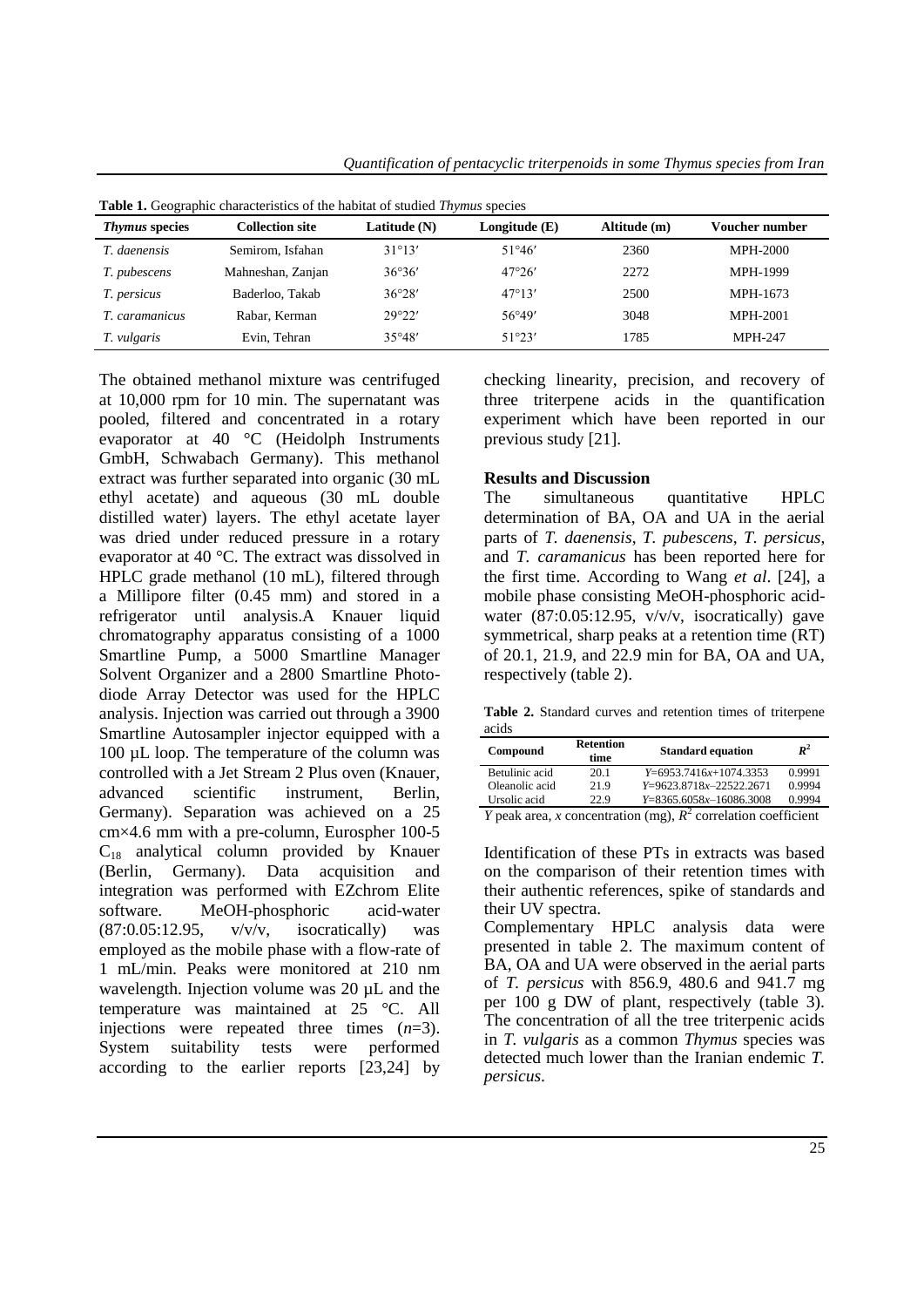**Table 1.** Geographic characteristics of the habitat of studied *Thymus* species

| *Thymus* species | Collection site | Latitude (N) | Longitude (E) | Altitude (m) | Voucher number |
|---|---|---|---|---|---|
| *T. daenensis* | Semirom, Isfahan | 31°13′ | 51°46′ | 2360 | MPH-2000 |
| *T. pubescens* | Mahneshan, Zanjan | 36°36′ | 47°26′ | 2272 | MPH-1999 |
| *T. persicus* | Baderloo, Takab | 36°28′ | 47°13′ | 2500 | MPH-1673 |
| *T. caramanicus* | Rabar, Kerman | 29°22′ | 56°49′ | 3048 | MPH-2001 |
| *T. vulgaris* | Evin, Tehran | 35°48′ | 51°23′ | 1785 | MPH-247 |

The obtained methanol mixture was centrifuged at 10,000 rpm for 10 min. The supernatant was pooled, filtered and concentrated in a rotary evaporator at 40 °C (Heidolph Instruments GmbH, Schwabach Germany). This methanol extract was further separated into organic (30 mL ethyl acetate) and aqueous (30 mL double distilled water) layers. The ethyl acetate layer was dried under reduced pressure in a rotary evaporator at 40 °C. The extract was dissolved in HPLC grade methanol (10 mL), filtered through a Millipore filter (0.45 mm) and stored in a refrigerator until analysis.A Knauer liquid chromatography apparatus consisting of a 1000 Smartline Pump, a 5000 Smartline Manager Solvent Organizer and a 2800 Smartline Photodiode Array Detector was used for the HPLC analysis. Injection was carried out through a 3900 Smartline Autosampler injector equipped with a 100 µL loop. The temperature of the column was controlled with a Jet Stream 2 Plus oven (Knauer, advanced scientific instrument, Berlin, Germany). Separation was achieved on a 25 cm×4.6 mm with a pre-column, Eurospher 100-5 $C_{18}$ analytical column provided by Knauer (Berlin, Germany). Data acquisition and integration was performed with EZchrom Elite software. MeOH-phosphoric acid-water (87:0.05:12.95, v/v/v, isocratically) was employed as the mobile phase with a flow-rate of 1 mL/min. Peaks were monitored at 210 nm wavelength. Injection volume was 20 µL and the temperature was maintained at 25 °C. All injections were repeated three times ($n$=3). System suitability tests were performed according to the earlier reports [23,24] by checking linearity, precision, and recovery of three triterpene acids in the quantification experiment which have been reported in our previous study [21].

## Results and Discussion

The simultaneous quantitative HPLC determination of BA, OA and UA in the aerial parts of *T. daenensis*, *T. pubescens*, *T. persicus*, and *T. caramanicus* has been reported here for the first time. According to Wang *et al*. [24], a mobile phase consisting MeOH-phosphoric acid-water (87:0.05:12.95, v/v/v, isocratically) gave symmetrical, sharp peaks at a retention time (RT) of 20.1, 21.9, and 22.9 min for BA, OA and UA, respectively (table 2).

**Table 2.** Standard curves and retention times of triterpene acids

| Compound | Retention time | Standard equation | $R^2$ |
|---|---|---|---|
| Betulinic acid | 20.1 | $Y$=6953.7416$x$+1074.3353 | 0.9991 |
| Oleanolic acid | 21.9 | $Y$=9623.8718$x$–22522.2671 | 0.9994 |
| Ursolic acid | 22.9 | $Y$=8365.6058$x$–16086.3008 | 0.9994 |

$Y$ peak area, $x$ concentration (mg), $R^2$ correlation coefficient

Identification of these PTs in extracts was based on the comparison of their retention times with their authentic references, spike of standards and their UV spectra.

Complementary HPLC analysis data were presented in table 2. The maximum content of BA, OA and UA were observed in the aerial parts of *T. persicus* with 856.9, 480.6 and 941.7 mg per 100 g DW of plant, respectively (table 3). The concentration of all the tree triterpenic acids in *T. vulgaris* as a common *Thymus* species was detected much lower than the Iranian endemic *T. persicus*.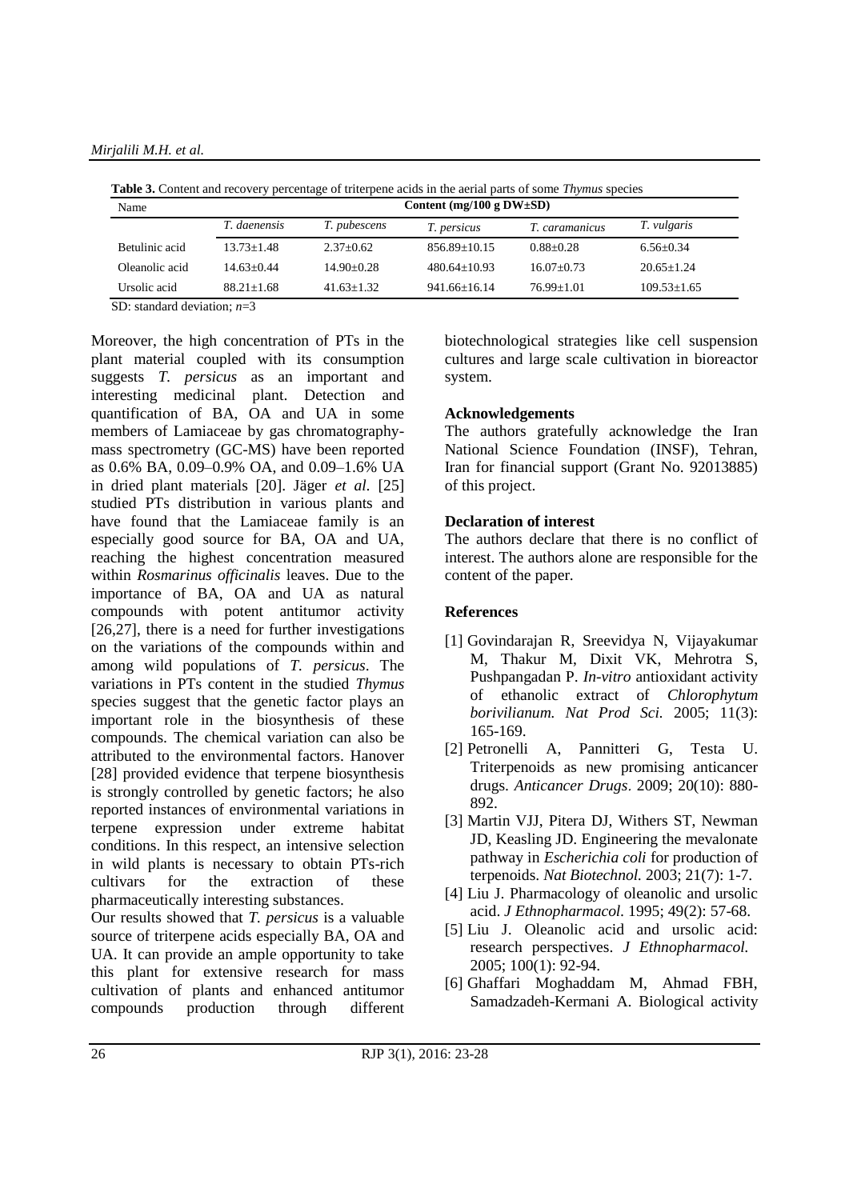**Table 3.** Content and recovery percentage of triterpene acids in the aerial parts of some *Thymus* species

| Name | Content (mg/100 g DW±SD) | | | | |
|---|---|---|---|---|---|
| | *T. daenensis* | *T. pubescens* | *T. persicus* | *T. caramanicus* | *T. vulgaris* |
| Betulinic acid | 13.73±1.48 | 2.37±0.62 | 856.89±10.15 | 0.88±0.28 | 6.56±0.34 |
| Oleanolic acid | 14.63±0.44 | 14.90±0.28 | 480.64±10.93 | 16.07±0.73 | 20.65±1.24 |
| Ursolic acid | 88.21±1.68 | 41.63±1.32 | 941.66±16.14 | 76.99±1.01 | 109.53±1.65 |

SD: standard deviation; *n*=3

Moreover, the high concentration of PTs in the plant material coupled with its consumption suggests *T. persicus* as an important and interesting medicinal plant. Detection and quantification of BA, OA and UA in some members of Lamiaceae by gas chromatography-mass spectrometry (GC-MS) have been reported as 0.6% BA, 0.09–0.9% OA, and 0.09–1.6% UA in dried plant materials [20]. Jäger *et al*. [25] studied PTs distribution in various plants and have found that the Lamiaceae family is an especially good source for BA, OA and UA, reaching the highest concentration measured within *Rosmarinus officinalis* leaves. Due to the importance of BA, OA and UA as natural compounds with potent antitumor activity [26,27], there is a need for further investigations on the variations of the compounds within and among wild populations of *T. persicus*. The variations in PTs content in the studied *Thymus* species suggest that the genetic factor plays an important role in the biosynthesis of these compounds. The chemical variation can also be attributed to the environmental factors. Hanover [28] provided evidence that terpene biosynthesis is strongly controlled by genetic factors; he also reported instances of environmental variations in terpene expression under extreme habitat conditions. In this respect, an intensive selection in wild plants is necessary to obtain PTs-rich cultivars for the extraction of these pharmaceutically interesting substances.

Our results showed that *T. persicus* is a valuable source of triterpene acids especially BA, OA and UA. It can provide an ample opportunity to take this plant for extensive research for mass cultivation of plants and enhanced antitumor compounds production through different biotechnological strategies like cell suspension cultures and large scale cultivation in bioreactor system.

### Acknowledgements

The authors gratefully acknowledge the Iran National Science Foundation (INSF), Tehran, Iran for financial support (Grant No. 92013885) of this project.

### Declaration of interest

The authors declare that there is no conflict of interest. The authors alone are responsible for the content of the paper.

### References

[1] Govindarajan R, Sreevidya N, Vijayakumar M, Thakur M, Dixit VK, Mehrotra S, Pushpangadan P. *In-vitro* antioxidant activity of ethanolic extract of *Chlorophytum borivilianum. Nat Prod Sci.* 2005; 11(3): 165-169.

[2] Petronelli A, Pannitteri G, Testa U. Triterpenoids as new promising anticancer drugs. *Anticancer Drugs*. 2009; 20(10): 880-892.

[3] Martin VJJ, Pitera DJ, Withers ST, Newman JD, Keasling JD. Engineering the mevalonate pathway in *Escherichia coli* for production of terpenoids. *Nat Biotechnol.* 2003; 21(7): 1-7.

[4] Liu J. Pharmacology of oleanolic and ursolic acid. *J Ethnopharmacol.* 1995; 49(2): 57-68.

[5] Liu J. Oleanolic acid and ursolic acid: research perspectives. *J Ethnopharmacol.* 2005; 100(1): 92-94.

[6] Ghaffari Moghaddam M, Ahmad FBH, Samadzadeh-Kermani A. Biological activity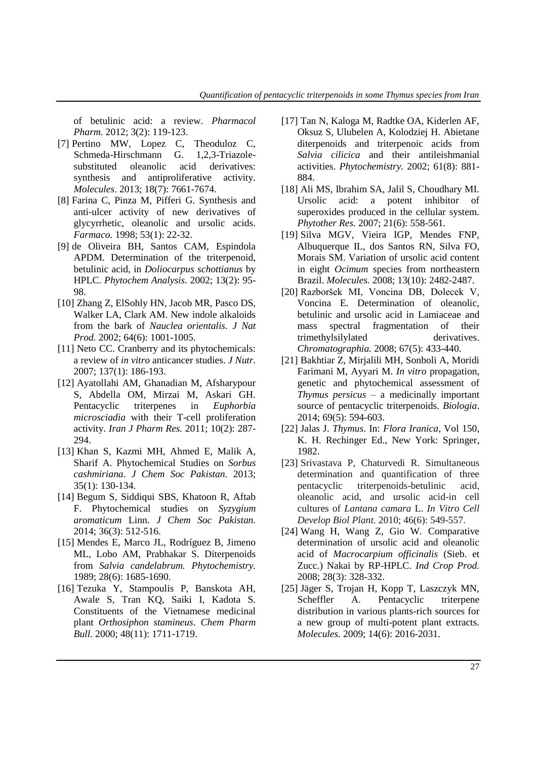of betulinic acid: a review. *Pharmacol Pharm.* 2012; 3(2): 119-123.

[7] Pertino MW, Lopez C, Theoduloz C, Schmeda-Hirschmann G. 1,2,3-Triazole-substituted oleanolic acid derivatives: synthesis and antiproliferative activity. *Molecules*. 2013; 18(7): 7661-7674.

[8] Farina C, Pinza M, Pifferi G. Synthesis and anti-ulcer activity of new derivatives of glycyrrhetic, oleanolic and ursolic acids. *Farmaco.* 1998; 53(1): 22-32.

[9] de Oliveira BH, Santos CAM, Espindola APDM. Determination of the triterpenoid, betulinic acid, in *Doliocarpus schottianus* by HPLC. *Phytochem Analysis.* 2002; 13(2): 95-98.

[10] Zhang Z, ElSohly HN, Jacob MR, Pasco DS, Walker LA, Clark AM. New indole alkaloids from the bark of *Nauclea orientalis*. *J Nat Prod.* 2002; 64(6): 1001-1005.

[11] Neto CC. Cranberry and its phytochemicals: a review of *in vitro* anticancer studies. *J Nutr.* 2007; 137(1): 186-193.

[12] Ayatollahi AM, Ghanadian M, Afsharypour S, Abdella OM, Mirzai M, Askari GH. Pentacyclic triterpenes in *Euphorbia microsciadia* with their T-cell proliferation activity. *Iran J Pharm Res.* 2011; 10(2): 287-294.

[13] Khan S, Kazmi MH, Ahmed E, Malik A, Sharif A. Phytochemical Studies on *Sorbus cashmiriana*. *J Chem Soc Pakistan.* 2013; 35(1): 130-134.

[14] Begum S, Siddiqui SBS, Khatoon R, Aftab F. Phytochemical studies on *Syzygium aromaticum* Linn. *J Chem Soc Pakistan.* 2014; 36(3): 512-516.

[15] Mendes E, Marco JL, Rodríguez B, Jimeno ML, Lobo AM, Prabhakar S. Diterpenoids from *Salvia candelabrum. Phytochemistry.* 1989; 28(6): 1685-1690.

[16] Tezuka Y, Stampoulis P, Banskota AH, Awale S, Tran KQ, Saiki I, Kadota S. Constituents of the Vietnamese medicinal plant *Orthosiphon stamineus*. *Chem Pharm Bull*. 2000; 48(11): 1711-1719.

[17] Tan N, Kaloga M, Radtke OA, Kiderlen AF, Oksuz S, Ulubelen A, Kolodziej H. Abietane diterpenoids and triterpenoic acids from *Salvia cilicica* and their antileishmanial activities. *Phytochemistry*. 2002; 61(8): 881-884.

[18] Ali MS, Ibrahim SA, Jalil S, Choudhary MI. Ursolic acid: a potent inhibitor of superoxides produced in the cellular system. *Phytother Res.* 2007; 21(6): 558-561.

[19] Silva MGV, Vieira IGP, Mendes FNP, Albuquerque IL, dos Santos RN, Silva FO, Morais SM. Variation of ursolic acid content in eight *Ocimum* species from northeastern Brazil. *Molecules.* 2008; 13(10): 2482-2487.

[20] Razboršek MI, Voncina DB, Dolecek V, Voncina E. Determination of oleanolic, betulinic and ursolic acid in Lamiaceae and mass spectral fragmentation of their trimethylsilylated derivatives. *Chromatographia.* 2008; 67(5): 433-440.

[21] Bakhtiar Z, Mirjalili MH, Sonboli A, Moridi Farimani M, Ayyari M. *In vitro* propagation, genetic and phytochemical assessment of *Thymus persicus* – a medicinally important source of pentacyclic triterpenoids. *Biologia*. 2014; 69(5): 594-603.

[22] Jalas J. *Thymus*. In: *Flora Iranica*, Vol 150, K. H. Rechinger Ed., New York: Springer, 1982.

[23] Srivastava P, Chaturvedi R. Simultaneous determination and quantification of three pentacyclic triterpenoids-betulinic acid, oleanolic acid, and ursolic acid-in cell cultures of *Lantana camara* L. *In Vitro Cell Develop Biol Plant.* 2010; 46(6): 549-557.

[24] Wang H, Wang Z, Gio W. Comparative determination of ursolic acid and oleanolic acid of *Macrocarpium officinalis* (Sieb. et Zucc.) Nakai by RP-HPLC. *Ind Crop Prod.* 2008; 28(3): 328-332.

[25] Jäger S, Trojan H, Kopp T, Laszczyk MN, Scheffler A. Pentacyclic triterpene distribution in various plants-rich sources for a new group of multi-potent plant extracts. *Molecules.* 2009; 14(6): 2016-2031.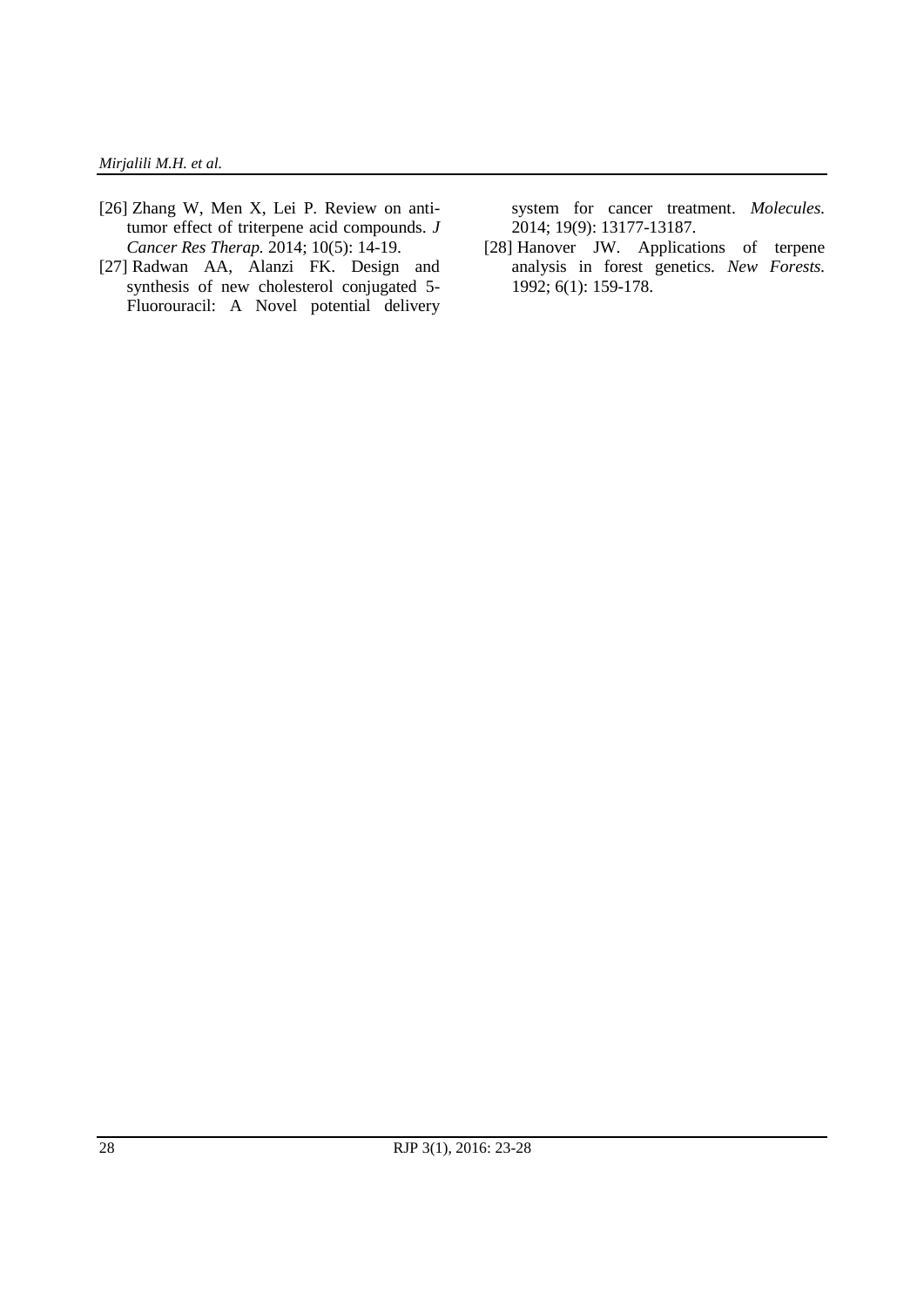[26] Zhang W, Men X, Lei P. Review on anti-tumor effect of triterpene acid compounds. *J Cancer Res Therap.* 2014; 10(5): 14-19.

[27] Radwan AA, Alanzi FK. Design and synthesis of new cholesterol conjugated 5-Fluorouracil: A Novel potential delivery system for cancer treatment. *Molecules.* 2014; 19(9): 13177-13187.

[28] Hanover JW. Applications of terpene analysis in forest genetics. *New Forests.* 1992; 6(1): 159-178.